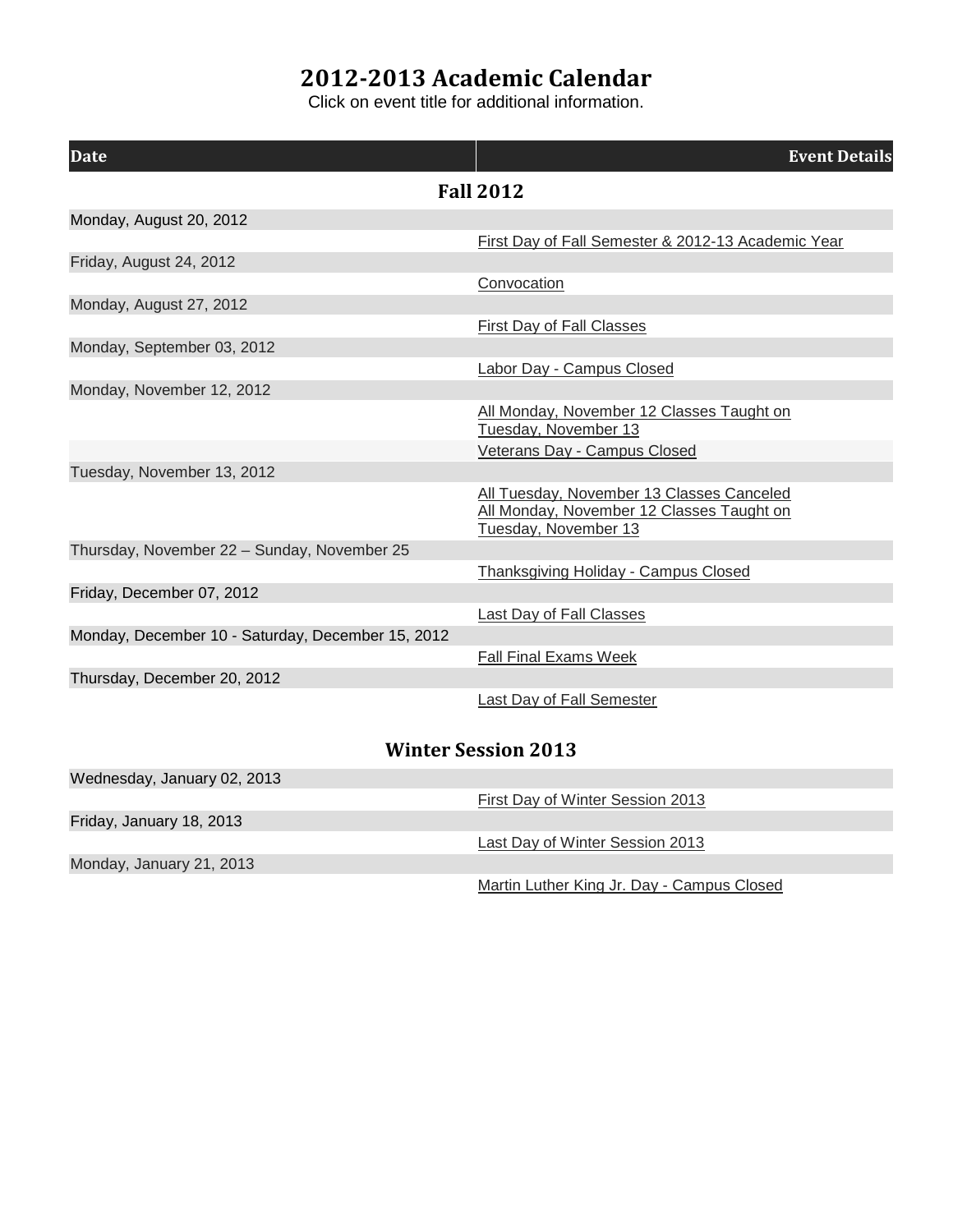# 2012-2013 Academic Calendar

Click on event title for additional information.

| Date | Event Details |
|---|---|
| **Fall 2012** | |
| Monday, August 20, 2012 | |
| | First Day of Fall Semester & 2012-13 Academic Year |
| Friday, August 24, 2012 | |
| | Convocation |
| Monday, August 27, 2012 | |
| | First Day of Fall Classes |
| Monday, September 03, 2012 | |
| | Labor Day - Campus Closed |
| Monday, November 12, 2012 | |
| | All Monday, November 12 Classes Taught on Tuesday, November 13 |
| | Veterans Day - Campus Closed |
| Tuesday, November 13, 2012 | |
| | All Tuesday, November 13 Classes Canceled<br>All Monday, November 12 Classes Taught on Tuesday, November 13 |
| Thursday, November 22 – Sunday, November 25 | |
| | Thanksgiving Holiday - Campus Closed |
| Friday, December 07, 2012 | |
| | Last Day of Fall Classes |
| Monday, December 10 - Saturday, December 15, 2012 | |
| | Fall Final Exams Week |
| Thursday, December 20, 2012 | |
| | Last Day of Fall Semester |
| **Winter Session 2013** | |
| Wednesday, January 02, 2013 | |
| | First Day of Winter Session 2013 |
| Friday, January 18, 2013 | |
| | Last Day of Winter Session 2013 |
| Monday, January 21, 2013 | |
| | Martin Luther King Jr. Day - Campus Closed |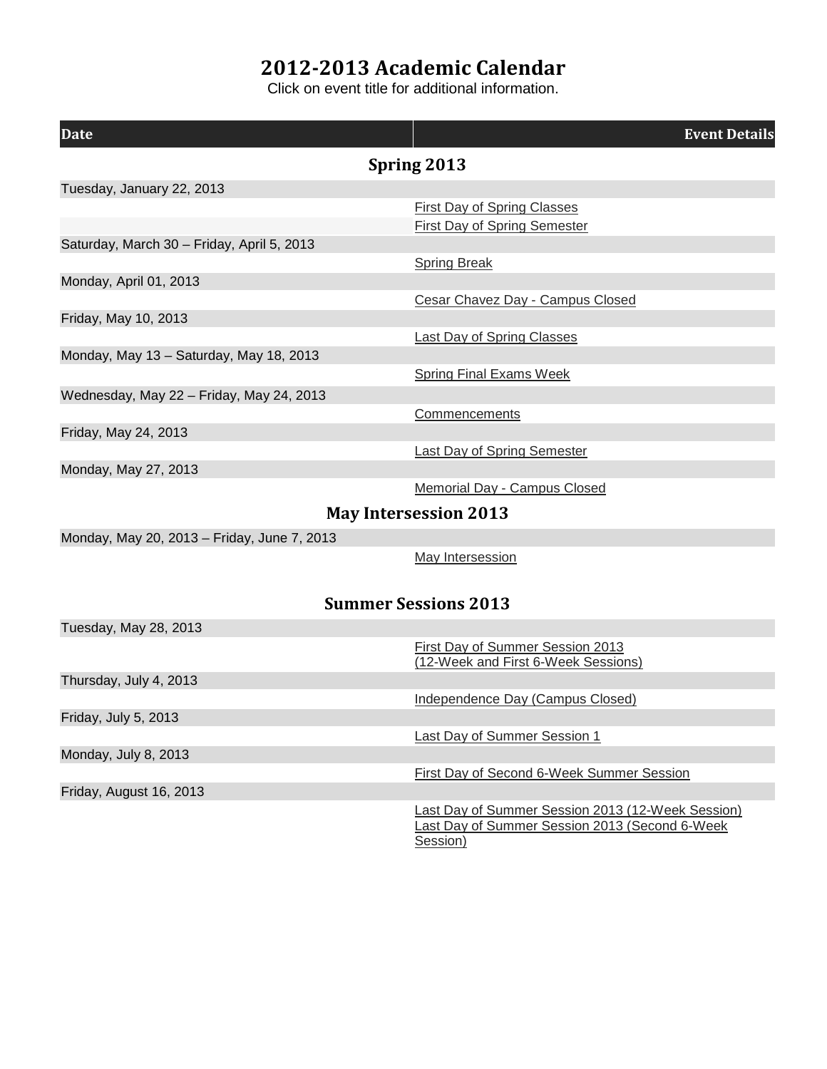# 2012-2013 Academic Calendar

Click on event title for additional information.

| Date | Event Details |
|---|---|
| **Spring 2013** | |
| Tuesday, January 22, 2013 | |
| | First Day of Spring Classes |
| | First Day of Spring Semester |
| Saturday, March 30 – Friday, April 5, 2013 | |
| | Spring Break |
| Monday, April 01, 2013 | |
| | Cesar Chavez Day - Campus Closed |
| Friday, May 10, 2013 | |
| | Last Day of Spring Classes |
| Monday, May 13 – Saturday, May 18, 2013 | |
| | Spring Final Exams Week |
| Wednesday, May 22 – Friday, May 24, 2013 | |
| | Commencements |
| Friday, May 24, 2013 | |
| | Last Day of Spring Semester |
| Monday, May 27, 2013 | |
| | Memorial Day - Campus Closed |
| **May Intersession 2013** | |
| Monday, May 20, 2013 – Friday, June 7, 2013 | |
| | May Intersession |
| **Summer Sessions 2013** | |
| Tuesday, May 28, 2013 | |
| | First Day of Summer Session 2013 (12-Week and First 6-Week Sessions) |
| Thursday, July 4, 2013 | |
| | Independence Day (Campus Closed) |
| Friday, July 5, 2013 | |
| | Last Day of Summer Session 1 |
| Monday, July 8, 2013 | |
| | First Day of Second 6-Week Summer Session |
| Friday, August 16, 2013 | |
| | Last Day of Summer Session 2013 (12-Week Session) |
| | Last Day of Summer Session 2013 (Second 6-Week Session) |